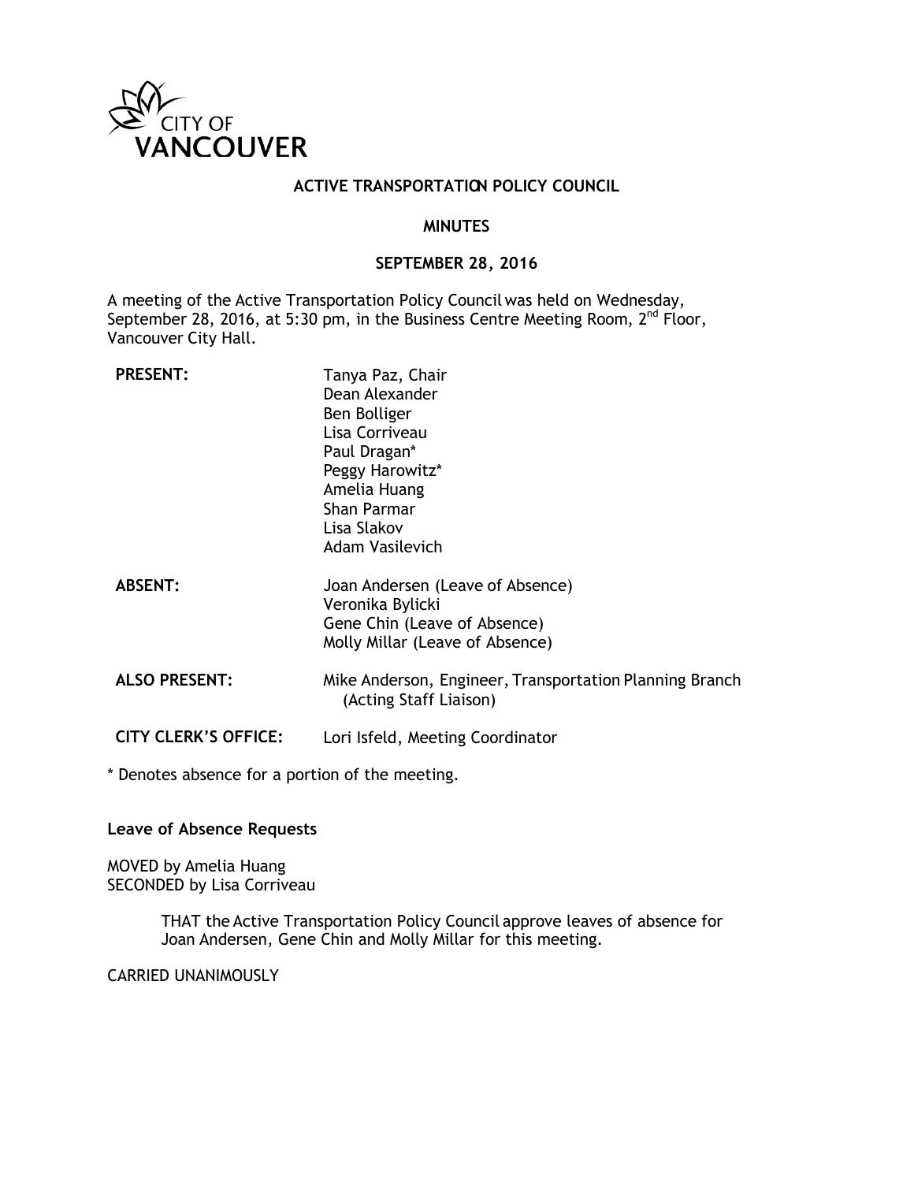CITY OF VANCOUVER

# ACTIVE TRANSPORTATION POLICY COUNCIL

## MINUTES

## SEPTEMBER 28, 2016

A meeting of the Active Transportation Policy Council was held on Wednesday, September 28, 2016, at 5:30 pm, in the Business Centre Meeting Room, 2nd Floor, Vancouver City Hall.

**PRESENT:**
Tanya Paz, Chair
Dean Alexander
Ben Bolliger
Lisa Corriveau
Paul Dragan*
Peggy Harowitz*
Amelia Huang
Shan Parmar
Lisa Slakov
Adam Vasilevich

**ABSENT:**
Joan Andersen (Leave of Absence)
Veronika Bylicki
Gene Chin (Leave of Absence)
Molly Millar (Leave of Absence)

**ALSO PRESENT:**
Mike Anderson, Engineer, Transportation Planning Branch (Acting Staff Liaison)

**CITY CLERK'S OFFICE:**
Lori Isfeld, Meeting Coordinator

* Denotes absence for a portion of the meeting.

**Leave of Absence Requests**

MOVED by Amelia Huang
SECONDED by Lisa Corriveau

> THAT the Active Transportation Policy Council approve leaves of absence for Joan Andersen, Gene Chin and Molly Millar for this meeting.

CARRIED UNANIMOUSLY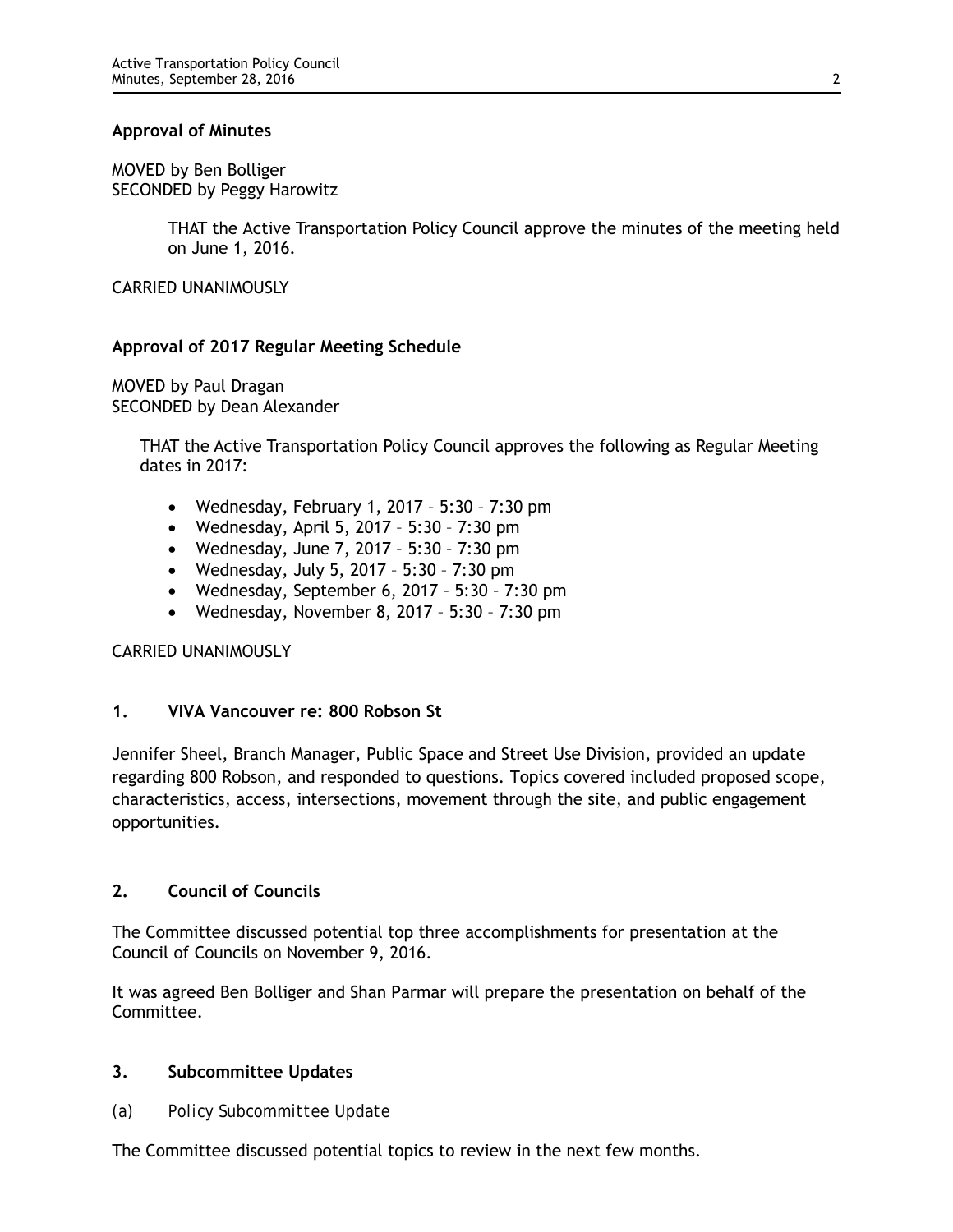**Approval of Minutes**

MOVED by Ben Bolliger
SECONDED by Peggy Harowitz

> THAT the Active Transportation Policy Council approve the minutes of the meeting held on June 1, 2016.

CARRIED UNANIMOUSLY

**Approval of 2017 Regular Meeting Schedule**

MOVED by Paul Dragan
SECONDED by Dean Alexander

> THAT the Active Transportation Policy Council approves the following as Regular Meeting dates in 2017:
>
> - Wednesday, February 1, 2017 – 5:30 – 7:30 pm
> - Wednesday, April 5, 2017 – 5:30 – 7:30 pm
> - Wednesday, June 7, 2017 – 5:30 – 7:30 pm
> - Wednesday, July 5, 2017 – 5:30 – 7:30 pm
> - Wednesday, September 6, 2017 – 5:30 – 7:30 pm
> - Wednesday, November 8, 2017 – 5:30 – 7:30 pm

CARRIED UNANIMOUSLY

## 1. VIVA Vancouver re: 800 Robson St

Jennifer Sheel, Branch Manager, Public Space and Street Use Division, provided an update regarding 800 Robson, and responded to questions. Topics covered included proposed scope, characteristics, access, intersections, movement through the site, and public engagement opportunities.

## 2. Council of Councils

The Committee discussed potential top three accomplishments for presentation at the Council of Councils on November 9, 2016.

It was agreed Ben Bolliger and Shan Parmar will prepare the presentation on behalf of the Committee.

## 3. Subcommittee Updates

(a) *Policy Subcommittee Update*

The Committee discussed potential topics to review in the next few months.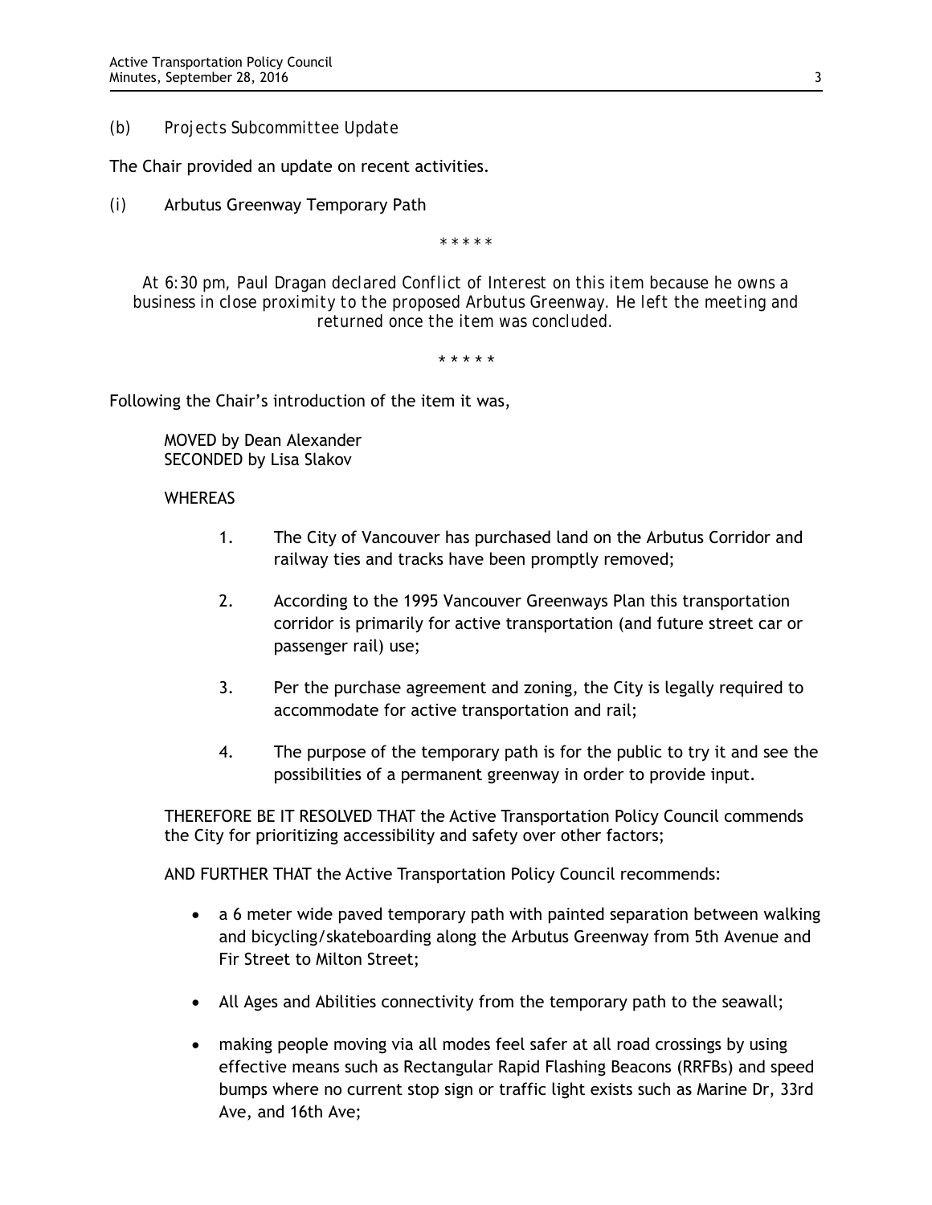(b) *Projects Subcommittee Update*

The Chair provided an update on recent activities.

(i) Arbutus Greenway Temporary Path

\* \* \* \* \*

*At 6:30 pm, Paul Dragan declared Conflict of Interest on this item because he owns a business in close proximity to the proposed Arbutus Greenway. He left the meeting and returned once the item was concluded.*

\* \* \* \* \*

Following the Chair's introduction of the item it was,

MOVED by Dean Alexander
SECONDED by Lisa Slakov

WHEREAS

1. The City of Vancouver has purchased land on the Arbutus Corridor and railway ties and tracks have been promptly removed;

2. According to the 1995 Vancouver Greenways Plan this transportation corridor is primarily for active transportation (and future street car or passenger rail) use;

3. Per the purchase agreement and zoning, the City is legally required to accommodate for active transportation and rail;

4. The purpose of the temporary path is for the public to try it and see the possibilities of a permanent greenway in order to provide input.

THEREFORE BE IT RESOLVED THAT the Active Transportation Policy Council commends the City for prioritizing accessibility and safety over other factors;

AND FURTHER THAT the Active Transportation Policy Council recommends:

- a 6 meter wide paved temporary path with painted separation between walking and bicycling/skateboarding along the Arbutus Greenway from 5th Avenue and Fir Street to Milton Street;
- All Ages and Abilities connectivity from the temporary path to the seawall;
- making people moving via all modes feel safer at all road crossings by using effective means such as Rectangular Rapid Flashing Beacons (RRFBs) and speed bumps where no current stop sign or traffic light exists such as Marine Dr, 33rd Ave, and 16th Ave;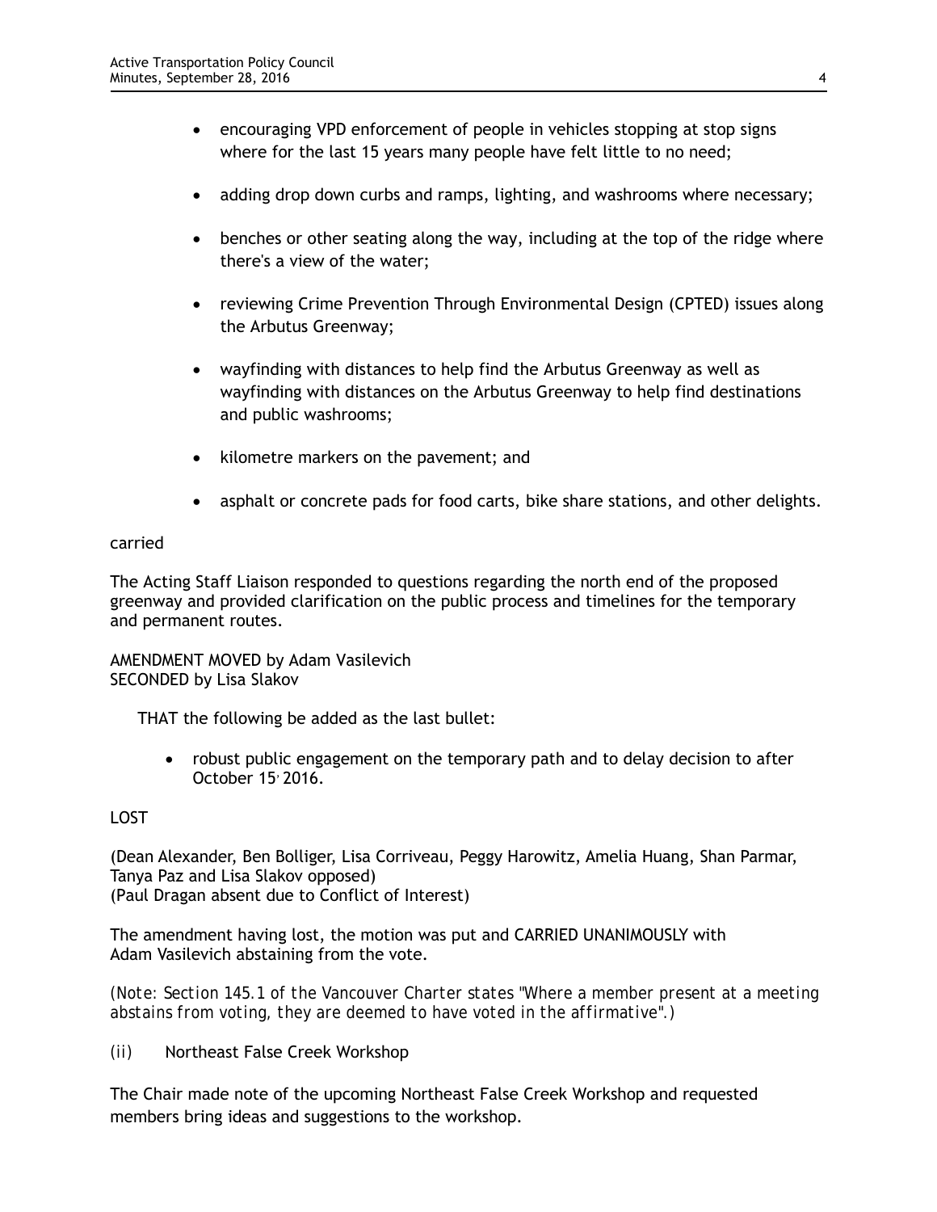- encouraging VPD enforcement of people in vehicles stopping at stop signs where for the last 15 years many people have felt little to no need;
- adding drop down curbs and ramps, lighting, and washrooms where necessary;
- benches or other seating along the way, including at the top of the ridge where there's a view of the water;
- reviewing Crime Prevention Through Environmental Design (CPTED) issues along the Arbutus Greenway;
- wayfinding with distances to help find the Arbutus Greenway as well as wayfinding with distances on the Arbutus Greenway to help find destinations and public washrooms;
- kilometre markers on the pavement; and
- asphalt or concrete pads for food carts, bike share stations, and other delights.

carried

The Acting Staff Liaison responded to questions regarding the north end of the proposed greenway and provided clarification on the public process and timelines for the temporary and permanent routes.

AMENDMENT MOVED by Adam Vasilevich
SECONDED by Lisa Slakov

THAT the following be added as the last bullet:

- robust public engagement on the temporary path and to delay decision to after October 15, 2016.

LOST

(Dean Alexander, Ben Bolliger, Lisa Corriveau, Peggy Harowitz, Amelia Huang, Shan Parmar, Tanya Paz and Lisa Slakov opposed)
(Paul Dragan absent due to Conflict of Interest)

The amendment having lost, the motion was put and CARRIED UNANIMOUSLY with Adam Vasilevich abstaining from the vote.

*(Note: Section 145.1 of the Vancouver Charter states "Where a member present at a meeting abstains from voting, they are deemed to have voted in the affirmative".)*

(ii) Northeast False Creek Workshop

The Chair made note of the upcoming Northeast False Creek Workshop and requested members bring ideas and suggestions to the workshop.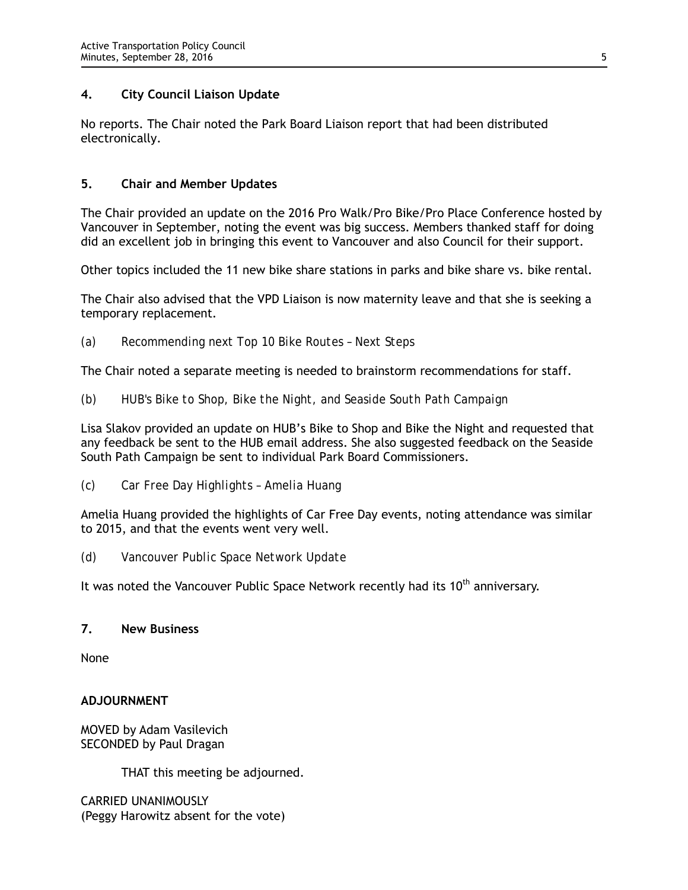## 4. City Council Liaison Update

No reports. The Chair noted the Park Board Liaison report that had been distributed electronically.

## 5. Chair and Member Updates

The Chair provided an update on the 2016 Pro Walk/Pro Bike/Pro Place Conference hosted by Vancouver in September, noting the event was big success. Members thanked staff for doing did an excellent job in bringing this event to Vancouver and also Council for their support.

Other topics included the 11 new bike share stations in parks and bike share vs. bike rental.

The Chair also advised that the VPD Liaison is now maternity leave and that she is seeking a temporary replacement.

(a) *Recommending next Top 10 Bike Routes – Next Steps*

The Chair noted a separate meeting is needed to brainstorm recommendations for staff.

(b) *HUB's Bike to Shop, Bike the Night, and Seaside South Path Campaign*

Lisa Slakov provided an update on HUB's Bike to Shop and Bike the Night and requested that any feedback be sent to the HUB email address. She also suggested feedback on the Seaside South Path Campaign be sent to individual Park Board Commissioners.

(c) *Car Free Day Highlights – Amelia Huang*

Amelia Huang provided the highlights of Car Free Day events, noting attendance was similar to 2015, and that the events went very well.

(d) *Vancouver Public Space Network Update*

It was noted the Vancouver Public Space Network recently had its 10th anniversary.

## 7. New Business

None

**ADJOURNMENT**

MOVED by Adam Vasilevich
SECONDED by Paul Dragan

THAT this meeting be adjourned.

CARRIED UNANIMOUSLY
(Peggy Harowitz absent for the vote)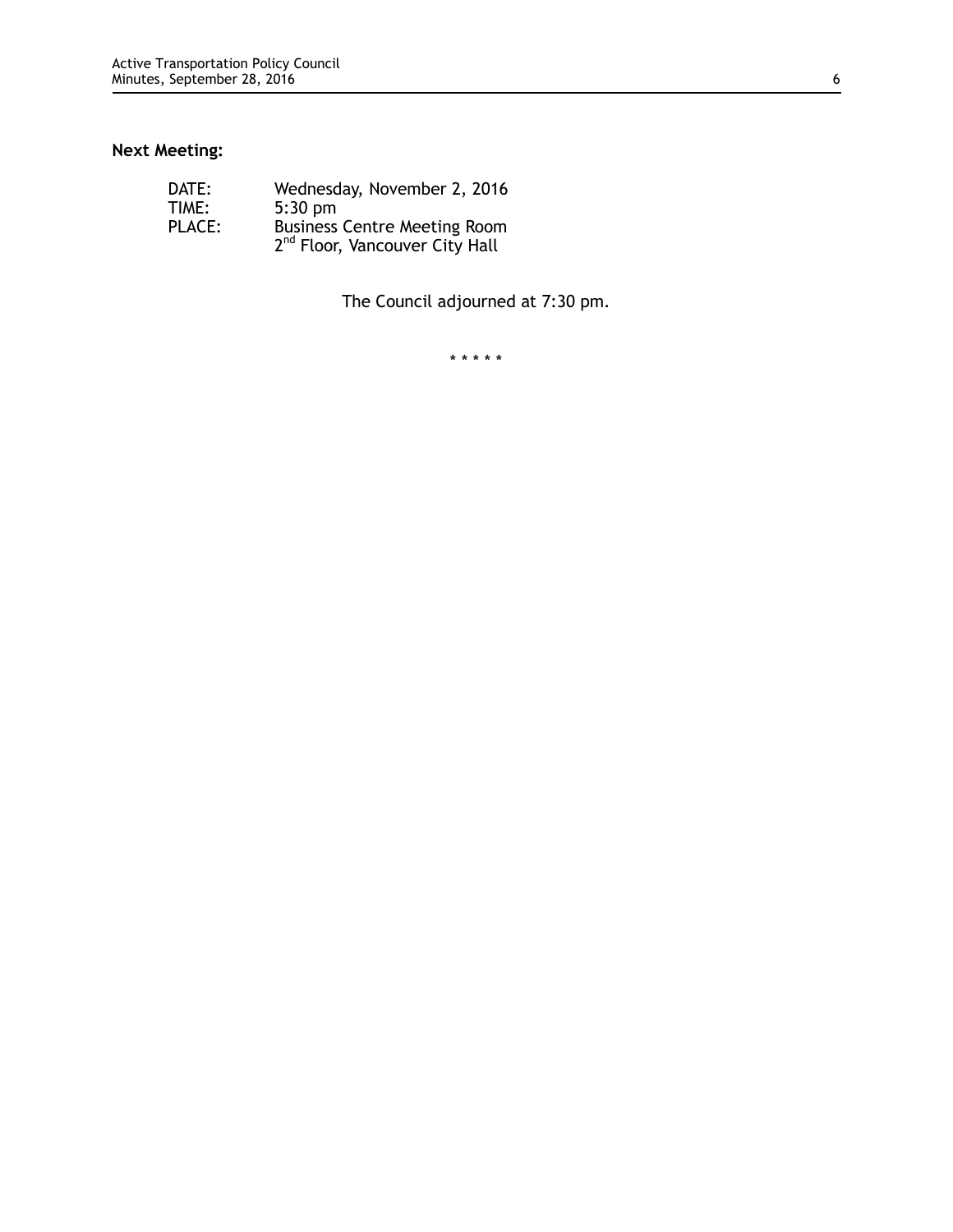**Next Meeting:**

| | |
|---|---|
| DATE: | Wednesday, November 2, 2016 |
| TIME: | 5:30 pm |
| PLACE: | Business Centre Meeting Room<br>2nd Floor, Vancouver City Hall |

The Council adjourned at 7:30 pm.

* * * * *